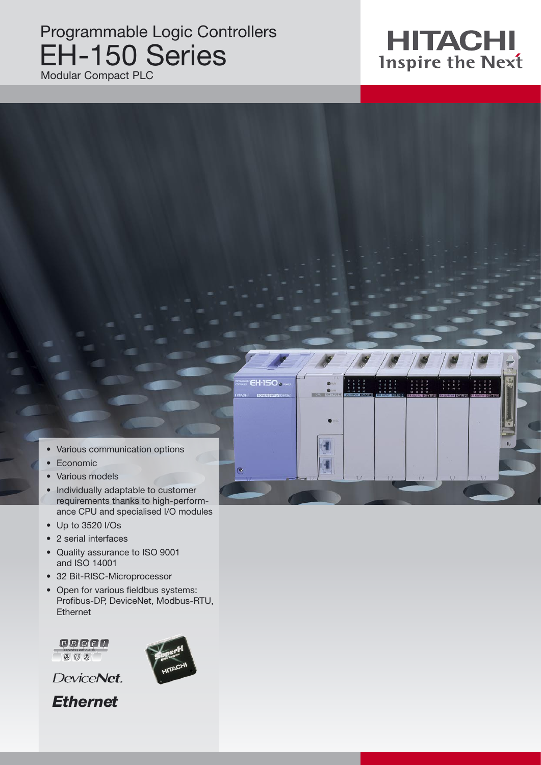Programmable Logic Controllers

# EH-150 Series

Modular Compact PLC

HITACHI
Inspire the Next

- Various communication options
- Economic
- Various models
- Individually adaptable to customer requirements thanks to high-performance CPU and specialised I/O modules
- Up to 3520 I/Os
- 2 serial interfaces
- Quality assurance to ISO 9001 and ISO 14001
- 32 Bit-RISC-Microprocessor
- Open for various fieldbus systems: Profibus-DP, DeviceNet, Modbus-RTU, Ethernet

PROFI BUS

DeviceNet

Ethernet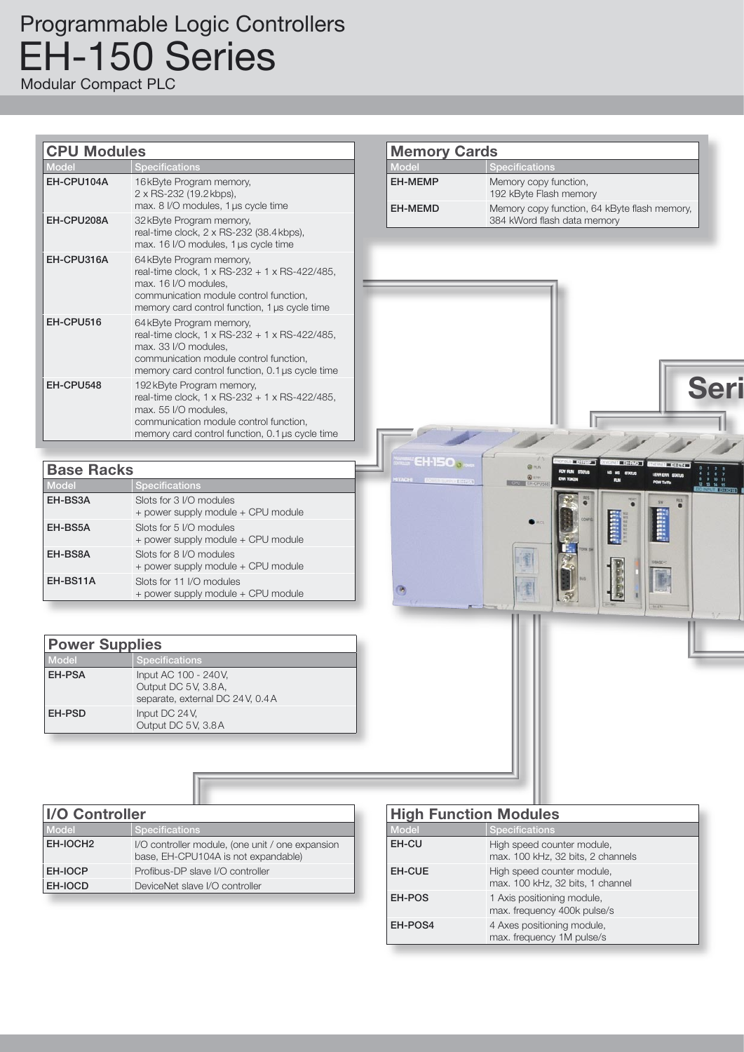# Programmable Logic Controllers
# EH-150 Series
Modular Compact PLC

## CPU Modules

| Model | Specifications |
|---|---|
| EH-CPU104A | 16 kByte Program memory, 2 x RS-232 (19.2 kbps), max. 8 I/O modules, 1 µs cycle time |
| EH-CPU208A | 32 kByte Program memory, real-time clock, 2 x RS-232 (38.4 kbps), max. 16 I/O modules, 1 µs cycle time |
| EH-CPU316A | 64 kByte Program memory, real-time clock, 1 x RS-232 + 1 x RS-422/485, max. 16 I/O modules, communication module control function, memory card control function, 1 µs cycle time |
| EH-CPU516 | 64 kByte Program memory, real-time clock, 1 x RS-232 + 1 x RS-422/485, max. 33 I/O modules, communication module control function, memory card control function, 0.1 µs cycle time |
| EH-CPU548 | 192 kByte Program memory, real-time clock, 1 x RS-232 + 1 x RS-422/485, max. 55 I/O modules, communication module control function, memory card control function, 0.1 µs cycle time |

## Memory Cards

| Model | Specifications |
|---|---|
| EH-MEMP | Memory copy function, 192 kByte Flash memory |
| EH-MEMD | Memory copy function, 64 kByte flash memory, 384 kWord flash data memory |

## Base Racks

| Model | Specifications |
|---|---|
| EH-BS3A | Slots for 3 I/O modules + power supply module + CPU module |
| EH-BS5A | Slots for 5 I/O modules + power supply module + CPU module |
| EH-BS8A | Slots for 8 I/O modules + power supply module + CPU module |
| EH-BS11A | Slots for 11 I/O modules + power supply module + CPU module |

## Power Supplies

| Model | Specifications |
|---|---|
| EH-PSA | Input AC 100 - 240 V, Output DC 5 V, 3.8 A, separate, external DC 24 V, 0.4 A |
| EH-PSD | Input DC 24 V, Output DC 5 V, 3.8 A |

## I/O Controller

| Model | Specifications |
|---|---|
| EH-IOCH2 | I/O controller module, (one unit / one expansion base, EH-CPU104A is not expandable) |
| EH-IOCP | Profibus-DP slave I/O controller |
| EH-IOCD | DeviceNet slave I/O controller |

## High Function Modules

| Model | Specifications |
|---|---|
| EH-CU | High speed counter module, max. 100 kHz, 32 bits, 2 channels |
| EH-CUE | High speed counter module, max. 100 kHz, 32 bits, 1 channel |
| EH-POS | 1 Axis positioning module, max. frequency 400k pulse/s |
| EH-POS4 | 4 Axes positioning module, max. frequency 1M pulse/s |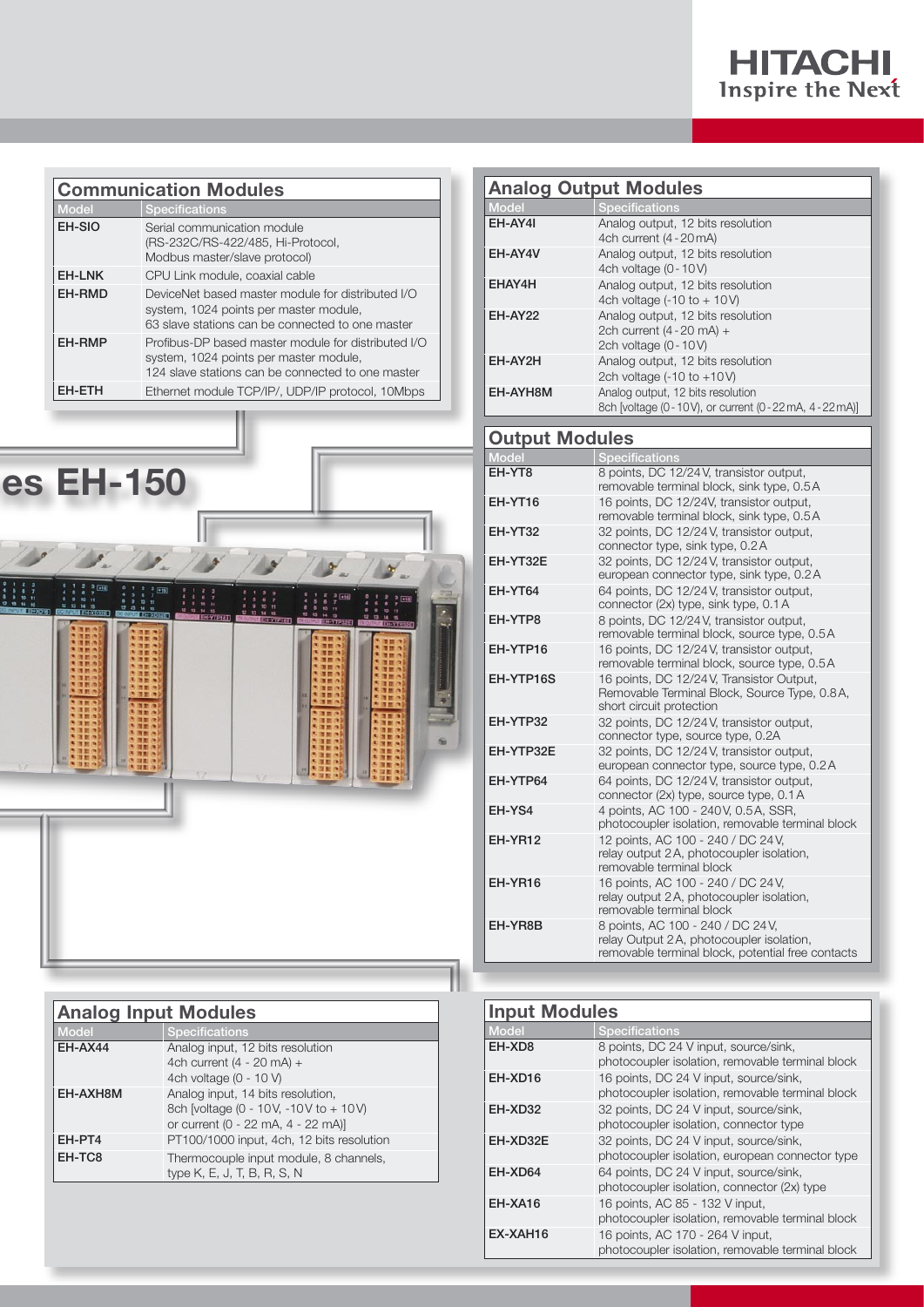## Communication Modules

| Model | Specifications |
|---|---|
| EH-SIO | Serial communication module (RS-232C/RS-422/485, Hi-Protocol, Modbus master/slave protocol) |
| EH-LNK | CPU Link module, coaxial cable |
| EH-RMD | DeviceNet based master module for distributed I/O system, 1024 points per master module, 63 slave stations can be connected to one master |
| EH-RMP | Profibus-DP based master module for distributed I/O system, 1024 points per master module, 124 slave stations can be connected to one master |
| EH-ETH | Ethernet module TCP/IP/, UDP/IP protocol, 10Mbps |

es EH-150

## Analog Output Modules

| Model | Specifications |
|---|---|
| EH-AY4I | Analog output, 12 bits resolution 4ch current (4 - 20 mA) |
| EH-AY4V | Analog output, 12 bits resolution 4ch voltage (0 - 10V) |
| EHAY4H | Analog output, 12 bits resolution 4ch voltage (-10 to + 10V) |
| EH-AY22 | Analog output, 12 bits resolution 2ch current (4 - 20 mA) + 2ch voltage (0 - 10V) |
| EH-AY2H | Analog output, 12 bits resolution 2ch voltage (-10 to +10V) |
| EH-AYH8M | Analog output, 12 bits resolution 8ch [voltage (0 - 10V), or current (0 - 22 mA, 4 - 22 mA)] |

## Output Modules

| Model | Specifications |
|---|---|
| EH-YT8 | 8 points, DC 12/24 V, transistor output, removable terminal block, sink type, 0.5 A |
| EH-YT16 | 16 points, DC 12/24V, transistor output, removable terminal block, sink type, 0.5 A |
| EH-YT32 | 32 points, DC 12/24V, transistor output, connector type, sink type, 0.2 A |
| EH-YT32E | 32 points, DC 12/24 V, transistor output, european connector type, sink type, 0.2 A |
| EH-YT64 | 64 points, DC 12/24 V, transistor output, connector (2x) type, sink type, 0.1 A |
| EH-YTP8 | 8 points, DC 12/24 V, transistor output, removable terminal block, source type, 0.5 A |
| EH-YTP16 | 16 points, DC 12/24 V, transistor output, removable terminal block, source type, 0.5 A |
| EH-YTP16S | 16 points, DC 12/24 V, Transistor Output, Removable Terminal Block, Source Type, 0.8 A, short circuit protection |
| EH-YTP32 | 32 points, DC 12/24 V, transistor output, connector type, source type, 0.2A |
| EH-YTP32E | 32 points, DC 12/24 V, transistor output, european connector type, source type, 0.2 A |
| EH-YTP64 | 64 points, DC 12/24 V, transistor output, connector (2x) type, source type, 0.1 A |
| EH-YS4 | 4 points, AC 100 - 240V, 0.5A, SSR, photocoupler isolation, removable terminal block |
| EH-YR12 | 12 points, AC 100 - 240 / DC 24 V, relay output 2 A, photocoupler isolation, removable terminal block |
| EH-YR16 | 16 points, AC 100 - 240 / DC 24 V, relay output 2 A, photocoupler isolation, removable terminal block |
| EH-YR8B | 8 points, AC 100 - 240 / DC 24 V, relay Output 2 A, photocoupler isolation, removable terminal block, potential free contacts |

## Analog Input Modules

| Model | Specifications |
|---|---|
| EH-AX44 | Analog input, 12 bits resolution 4ch current (4 - 20 mA) + 4ch voltage (0 - 10 V) |
| EH-AXH8M | Analog input, 14 bits resolution, 8ch [voltage (0 - 10V, -10V to + 10V) or current (0 - 22 mA, 4 - 22 mA)] |
| EH-PT4 | PT100/1000 input, 4ch, 12 bits resolution |
| EH-TC8 | Thermocouple input module, 8 channels, type K, E, J, T, B, R, S, N |

## Input Modules

| Model | Specifications |
|---|---|
| EH-XD8 | 8 points, DC 24 V input, source/sink, photocoupler isolation, removable terminal block |
| EH-XD16 | 16 points, DC 24 V input, source/sink, photocoupler isolation, removable terminal block |
| EH-XD32 | 32 points, DC 24 V input, source/sink, photocoupler isolation, connector type |
| EH-XD32E | 32 points, DC 24 V input, source/sink, photocoupler isolation, european connector type |
| EH-XD64 | 64 points, DC 24 V input, source/sink, photocoupler isolation, connector (2x) type |
| EH-XA16 | 16 points, AC 85 - 132 V input, photocoupler isolation, removable terminal block |
| EX-XAH16 | 16 points, AC 170 - 264 V input, photocoupler isolation, removable terminal block |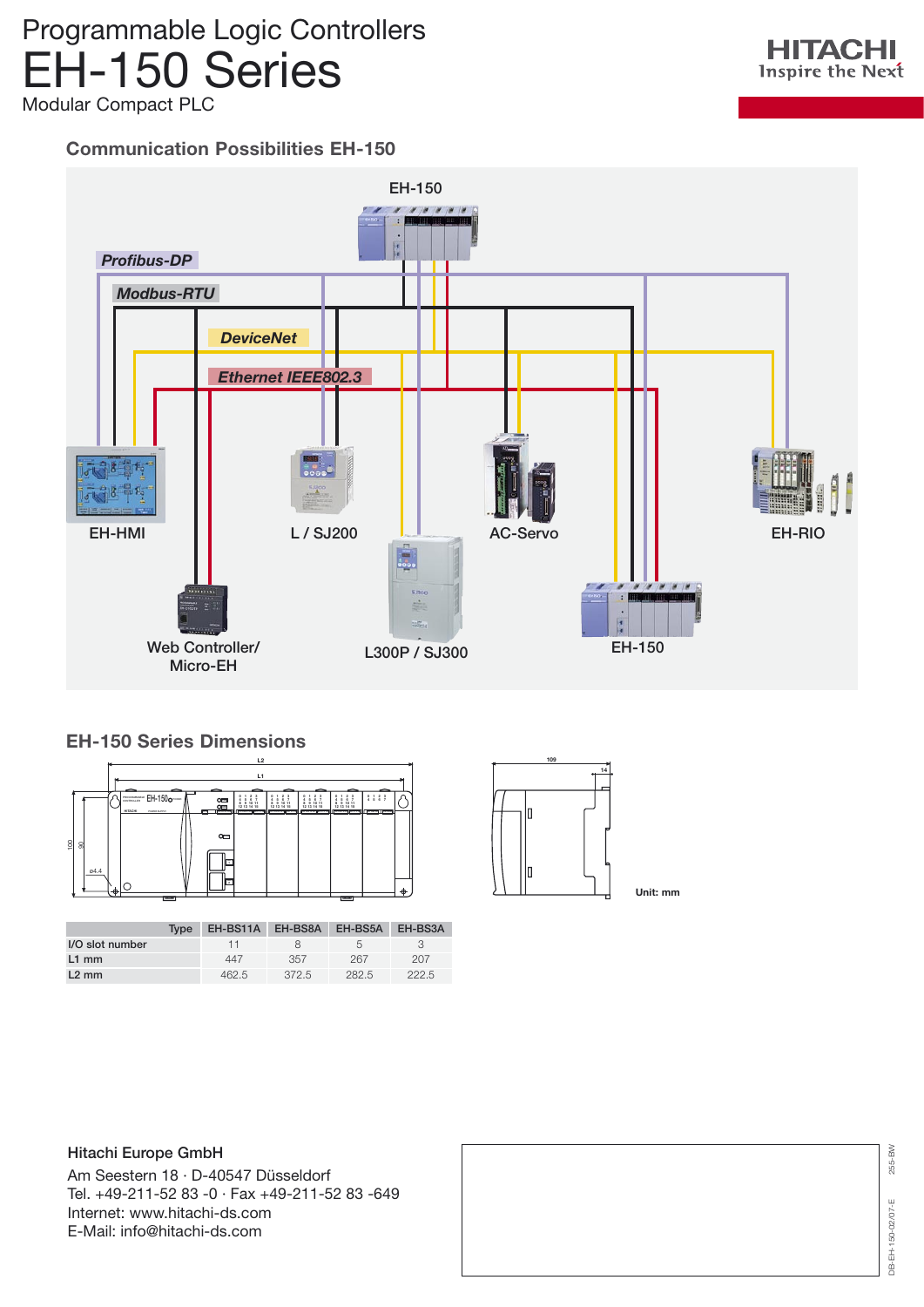# Programmable Logic Controllers
# EH-150 Series
Modular Compact PLC

## Communication Possibilities EH-150

EH-150

Profibus-DP

Modbus-RTU

DeviceNet

Ethernet IEEE802.3

EH-HMI

L / SJ200

AC-Servo

EH-RIO

Web Controller/
Micro-EH

L300P / SJ300

EH-150

## EH-150 Series Dimensions

L2

L1

100

90

ø4.4

109

14

Unit: mm

| Type | EH-BS11A | EH-BS8A | EH-BS5A | EH-BS3A |
|---|---|---|---|---|
| I/O slot number | 11 | 8 | 5 | 3 |
| L1 mm | 447 | 357 | 267 | 207 |
| L2 mm | 462.5 | 372.5 | 282.5 | 222.5 |

**Hitachi Europe GmbH**

Am Seestern 18 · D-40547 Düsseldorf
Tel. +49-211-52 83 -0 · Fax +49-211-52 83 -649
Internet: www.hitachi-ds.com
E-Mail: info@hitachi-ds.com

DB-EH-150-02/07-E 255-BW